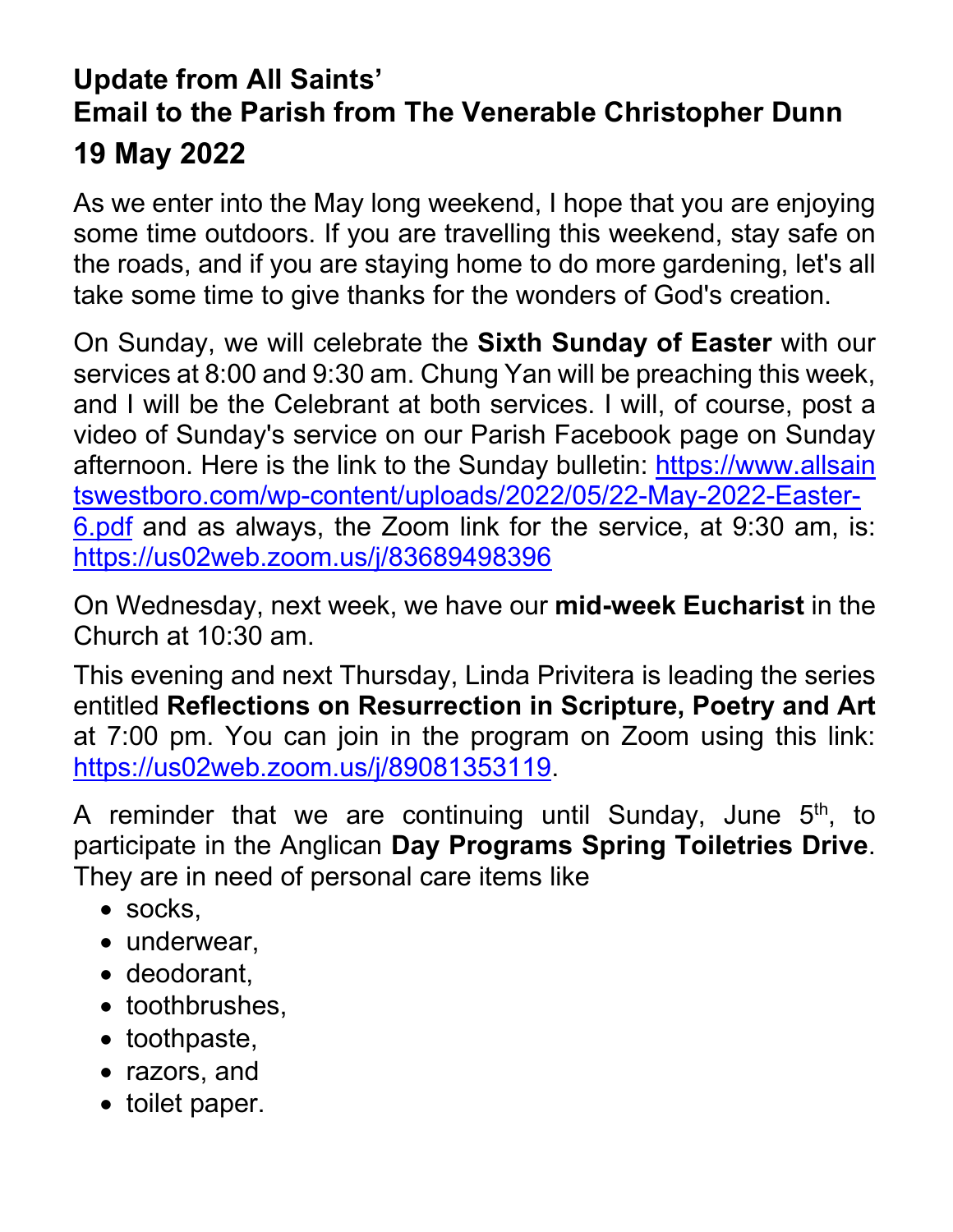# Update from All Saints'
## Email to the Parish from The Venerable Christopher Dunn
## 19 May 2022

As we enter into the May long weekend, I hope that you are enjoying some time outdoors. If you are travelling this weekend, stay safe on the roads, and if you are staying home to do more gardening, let's all take some time to give thanks for the wonders of God's creation.

On Sunday, we will celebrate the **Sixth Sunday of Easter** with our services at 8:00 and 9:30 am. Chung Yan will be preaching this week, and I will be the Celebrant at both services. I will, of course, post a video of Sunday's service on our Parish Facebook page on Sunday afternoon. Here is the link to the Sunday bulletin: [https://www.allsaintswestboro.com/wp-content/uploads/2022/05/22-May-2022-Easter-6.pdf](https://www.allsaintswestboro.com/wp-content/uploads/2022/05/22-May-2022-Easter-6.pdf) and as always, the Zoom link for the service, at 9:30 am, is: [https://us02web.zoom.us/j/83689498396](https://us02web.zoom.us/j/83689498396)

On Wednesday, next week, we have our **mid-week Eucharist** in the Church at 10:30 am.

This evening and next Thursday, Linda Privitera is leading the series entitled **Reflections on Resurrection in Scripture, Poetry and Art** at 7:00 pm. You can join in the program on Zoom using this link: [https://us02web.zoom.us/j/89081353119](https://us02web.zoom.us/j/89081353119).

A reminder that we are continuing until Sunday, June 5th, to participate in the Anglican **Day Programs Spring Toiletries Drive**. They are in need of personal care items like

- socks,
- underwear,
- deodorant,
- toothbrushes,
- toothpaste,
- razors, and
- toilet paper.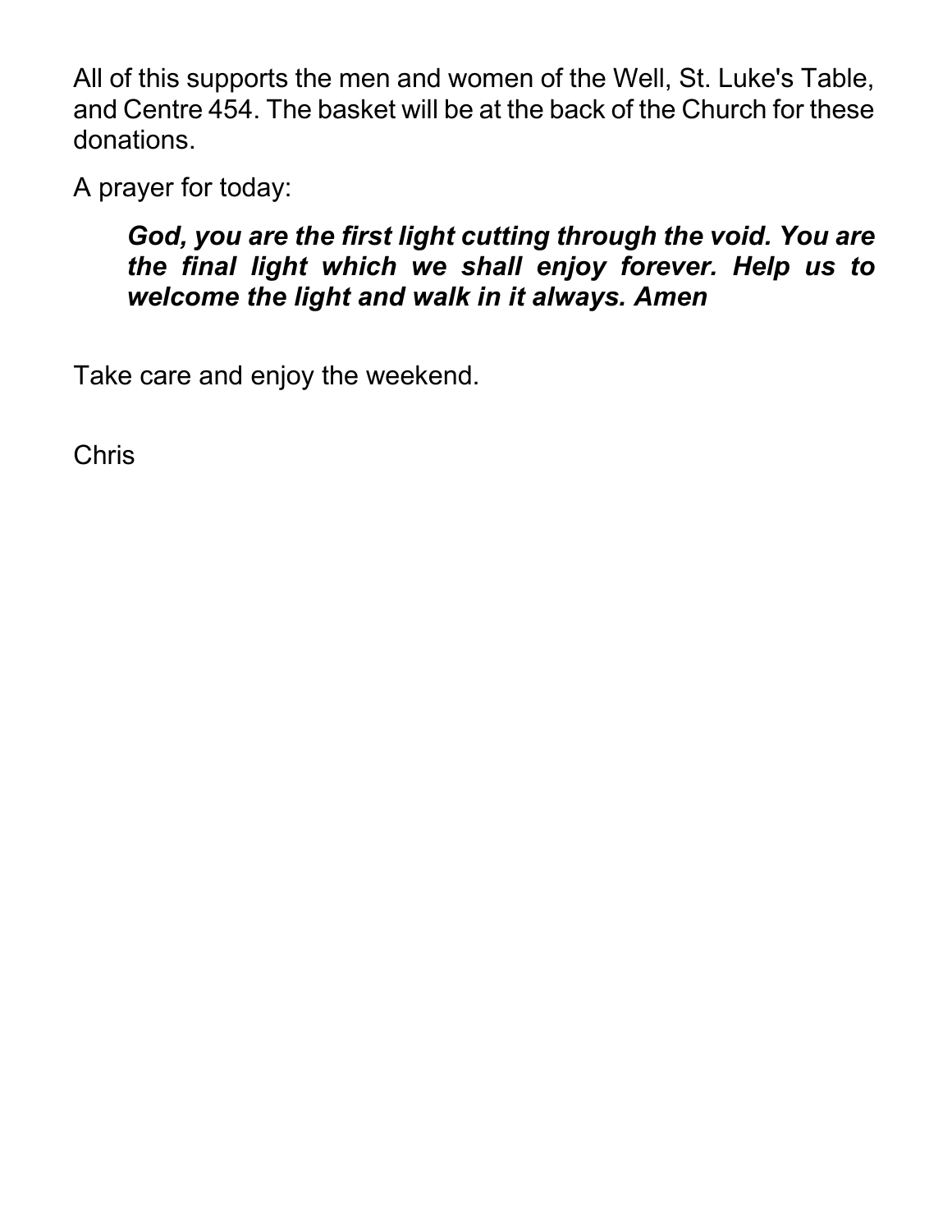All of this supports the men and women of the Well, St. Luke's Table, and Centre 454. The basket will be at the back of the Church for these donations.

A prayer for today:

> ***God, you are the first light cutting through the void. You are the final light which we shall enjoy forever. Help us to welcome the light and walk in it always. Amen***

Take care and enjoy the weekend.

Chris